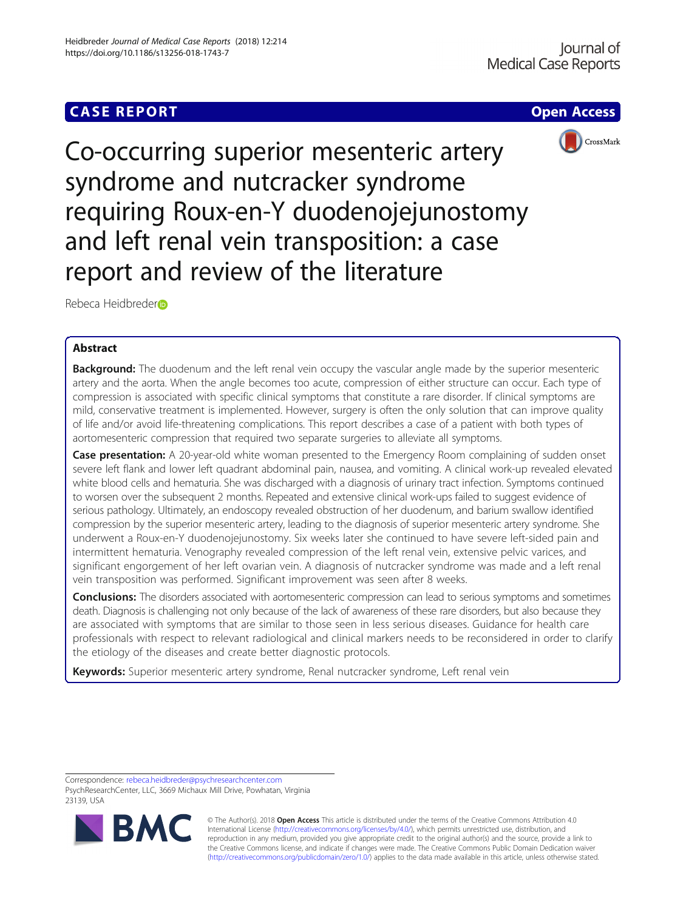CASE REPORT

Open Access

# Co-occurring superior mesenteric artery syndrome and nutcracker syndrome requiring Roux-en-Y duodenojejunostomy and left renal vein transposition: a case report and review of the literature

Rebeca Heidbreder

## Abstract

**Background:** The duodenum and the left renal vein occupy the vascular angle made by the superior mesenteric artery and the aorta. When the angle becomes too acute, compression of either structure can occur. Each type of compression is associated with specific clinical symptoms that constitute a rare disorder. If clinical symptoms are mild, conservative treatment is implemented. However, surgery is often the only solution that can improve quality of life and/or avoid life-threatening complications. This report describes a case of a patient with both types of aortomesenteric compression that required two separate surgeries to alleviate all symptoms.

**Case presentation:** A 20-year-old white woman presented to the Emergency Room complaining of sudden onset severe left flank and lower left quadrant abdominal pain, nausea, and vomiting. A clinical work-up revealed elevated white blood cells and hematuria. She was discharged with a diagnosis of urinary tract infection. Symptoms continued to worsen over the subsequent 2 months. Repeated and extensive clinical work-ups failed to suggest evidence of serious pathology. Ultimately, an endoscopy revealed obstruction of her duodenum, and barium swallow identified compression by the superior mesenteric artery, leading to the diagnosis of superior mesenteric artery syndrome. She underwent a Roux-en-Y duodenojejunostomy. Six weeks later she continued to have severe left-sided pain and intermittent hematuria. Venography revealed compression of the left renal vein, extensive pelvic varices, and significant engorgement of her left ovarian vein. A diagnosis of nutcracker syndrome was made and a left renal vein transposition was performed. Significant improvement was seen after 8 weeks.

**Conclusions:** The disorders associated with aortomesenteric compression can lead to serious symptoms and sometimes death. Diagnosis is challenging not only because of the lack of awareness of these rare disorders, but also because they are associated with symptoms that are similar to those seen in less serious diseases. Guidance for health care professionals with respect to relevant radiological and clinical markers needs to be reconsidered in order to clarify the etiology of the diseases and create better diagnostic protocols.

**Keywords:** Superior mesenteric artery syndrome, Renal nutcracker syndrome, Left renal vein

---

Correspondence: rebeca.heidbreder@psychresearchcenter.com
PsychResearchCenter, LLC, 3669 Michaux Mill Drive, Powhatan, Virginia 23139, USA

© The Author(s). 2018 **Open Access** This article is distributed under the terms of the Creative Commons Attribution 4.0 International License (http://creativecommons.org/licenses/by/4.0/), which permits unrestricted use, distribution, and reproduction in any medium, provided you give appropriate credit to the original author(s) and the source, provide a link to the Creative Commons license, and indicate if changes were made. The Creative Commons Public Domain Dedication waiver (http://creativecommons.org/publicdomain/zero/1.0/) applies to the data made available in this article, unless otherwise stated.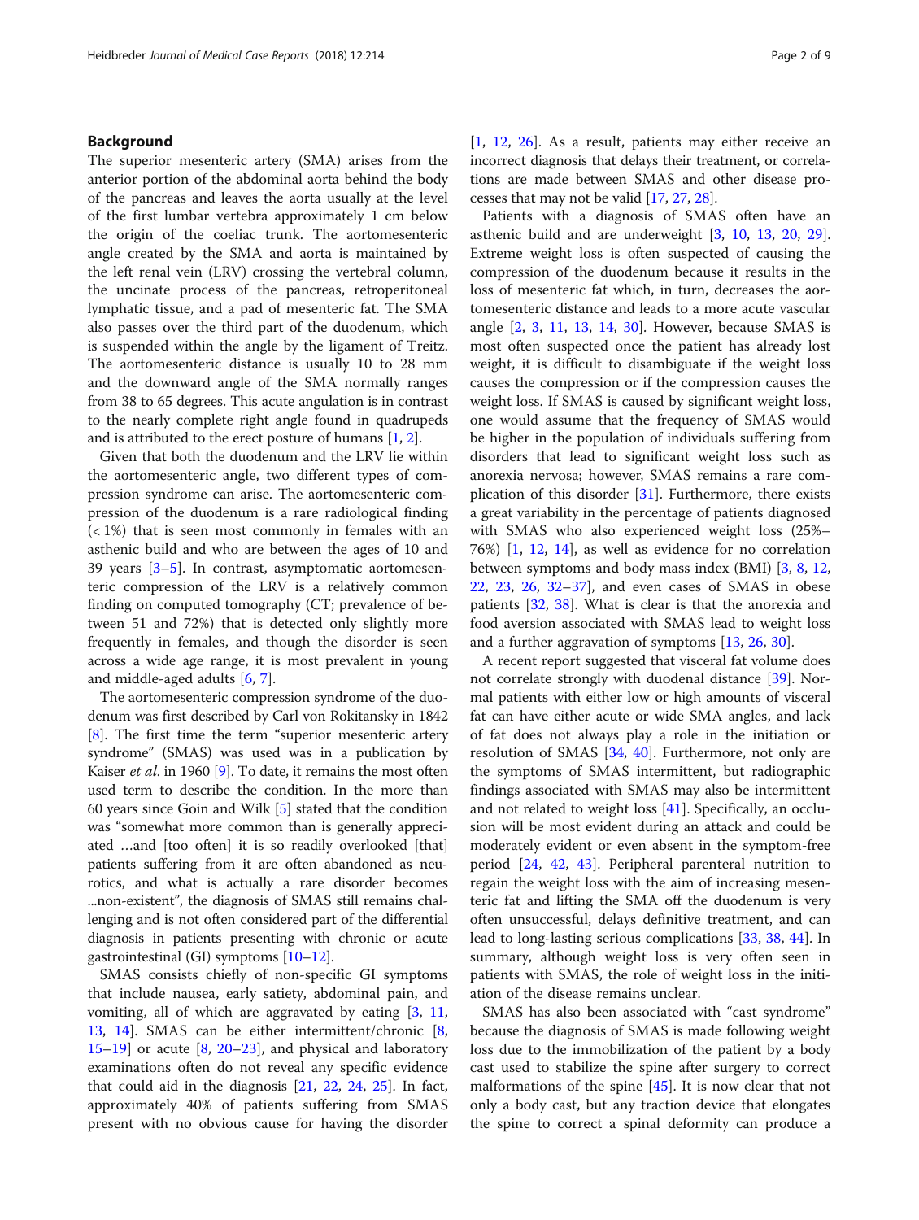## Background

The superior mesenteric artery (SMA) arises from the anterior portion of the abdominal aorta behind the body of the pancreas and leaves the aorta usually at the level of the first lumbar vertebra approximately 1 cm below the origin of the coeliac trunk. The aortomesenteric angle created by the SMA and aorta is maintained by the left renal vein (LRV) crossing the vertebral column, the uncinate process of the pancreas, retroperitoneal lymphatic tissue, and a pad of mesenteric fat. The SMA also passes over the third part of the duodenum, which is suspended within the angle by the ligament of Treitz. The aortomesenteric distance is usually 10 to 28 mm and the downward angle of the SMA normally ranges from 38 to 65 degrees. This acute angulation is in contrast to the nearly complete right angle found in quadrupeds and is attributed to the erect posture of humans [1, 2].

Given that both the duodenum and the LRV lie within the aortomesenteric angle, two different types of compression syndrome can arise. The aortomesenteric compression of the duodenum is a rare radiological finding (< 1%) that is seen most commonly in females with an asthenic build and who are between the ages of 10 and 39 years [3–5]. In contrast, asymptomatic aortomesenteric compression of the LRV is a relatively common finding on computed tomography (CT; prevalence of between 51 and 72%) that is detected only slightly more frequently in females, and though the disorder is seen across a wide age range, it is most prevalent in young and middle-aged adults [6, 7].

The aortomesenteric compression syndrome of the duodenum was first described by Carl von Rokitansky in 1842 [8]. The first time the term "superior mesenteric artery syndrome" (SMAS) was used was in a publication by Kaiser *et al*. in 1960 [9]. To date, it remains the most often used term to describe the condition. In the more than 60 years since Goin and Wilk [5] stated that the condition was "somewhat more common than is generally appreciated …and [too often] it is so readily overlooked [that] patients suffering from it are often abandoned as neurotics, and what is actually a rare disorder becomes ...non-existent", the diagnosis of SMAS still remains challenging and is not often considered part of the differential diagnosis in patients presenting with chronic or acute gastrointestinal (GI) symptoms [10–12].

SMAS consists chiefly of non-specific GI symptoms that include nausea, early satiety, abdominal pain, and vomiting, all of which are aggravated by eating [3, 11, 13, 14]. SMAS can be either intermittent/chronic [8, 15–19] or acute [8, 20–23], and physical and laboratory examinations often do not reveal any specific evidence that could aid in the diagnosis [21, 22, 24, 25]. In fact, approximately 40% of patients suffering from SMAS present with no obvious cause for having the disorder [1, 12, 26]. As a result, patients may either receive an incorrect diagnosis that delays their treatment, or correlations are made between SMAS and other disease processes that may not be valid [17, 27, 28].

Patients with a diagnosis of SMAS often have an asthenic build and are underweight [3, 10, 13, 20, 29]. Extreme weight loss is often suspected of causing the compression of the duodenum because it results in the loss of mesenteric fat which, in turn, decreases the aortomesenteric distance and leads to a more acute vascular angle [2, 3, 11, 13, 14, 30]. However, because SMAS is most often suspected once the patient has already lost weight, it is difficult to disambiguate if the weight loss causes the compression or if the compression causes the weight loss. If SMAS is caused by significant weight loss, one would assume that the frequency of SMAS would be higher in the population of individuals suffering from disorders that lead to significant weight loss such as anorexia nervosa; however, SMAS remains a rare complication of this disorder [31]. Furthermore, there exists a great variability in the percentage of patients diagnosed with SMAS who also experienced weight loss (25%–76%) [1, 12, 14], as well as evidence for no correlation between symptoms and body mass index (BMI) [3, 8, 12, 22, 23, 26, 32–37], and even cases of SMAS in obese patients [32, 38]. What is clear is that the anorexia and food aversion associated with SMAS lead to weight loss and a further aggravation of symptoms [13, 26, 30].

A recent report suggested that visceral fat volume does not correlate strongly with duodenal distance [39]. Normal patients with either low or high amounts of visceral fat can have either acute or wide SMA angles, and lack of fat does not always play a role in the initiation or resolution of SMAS [34, 40]. Furthermore, not only are the symptoms of SMAS intermittent, but radiographic findings associated with SMAS may also be intermittent and not related to weight loss [41]. Specifically, an occlusion will be most evident during an attack and could be moderately evident or even absent in the symptom-free period [24, 42, 43]. Peripheral parenteral nutrition to regain the weight loss with the aim of increasing mesenteric fat and lifting the SMA off the duodenum is very often unsuccessful, delays definitive treatment, and can lead to long-lasting serious complications [33, 38, 44]. In summary, although weight loss is very often seen in patients with SMAS, the role of weight loss in the initiation of the disease remains unclear.

SMAS has also been associated with "cast syndrome" because the diagnosis of SMAS is made following weight loss due to the immobilization of the patient by a body cast used to stabilize the spine after surgery to correct malformations of the spine [45]. It is now clear that not only a body cast, but any traction device that elongates the spine to correct a spinal deformity can produce a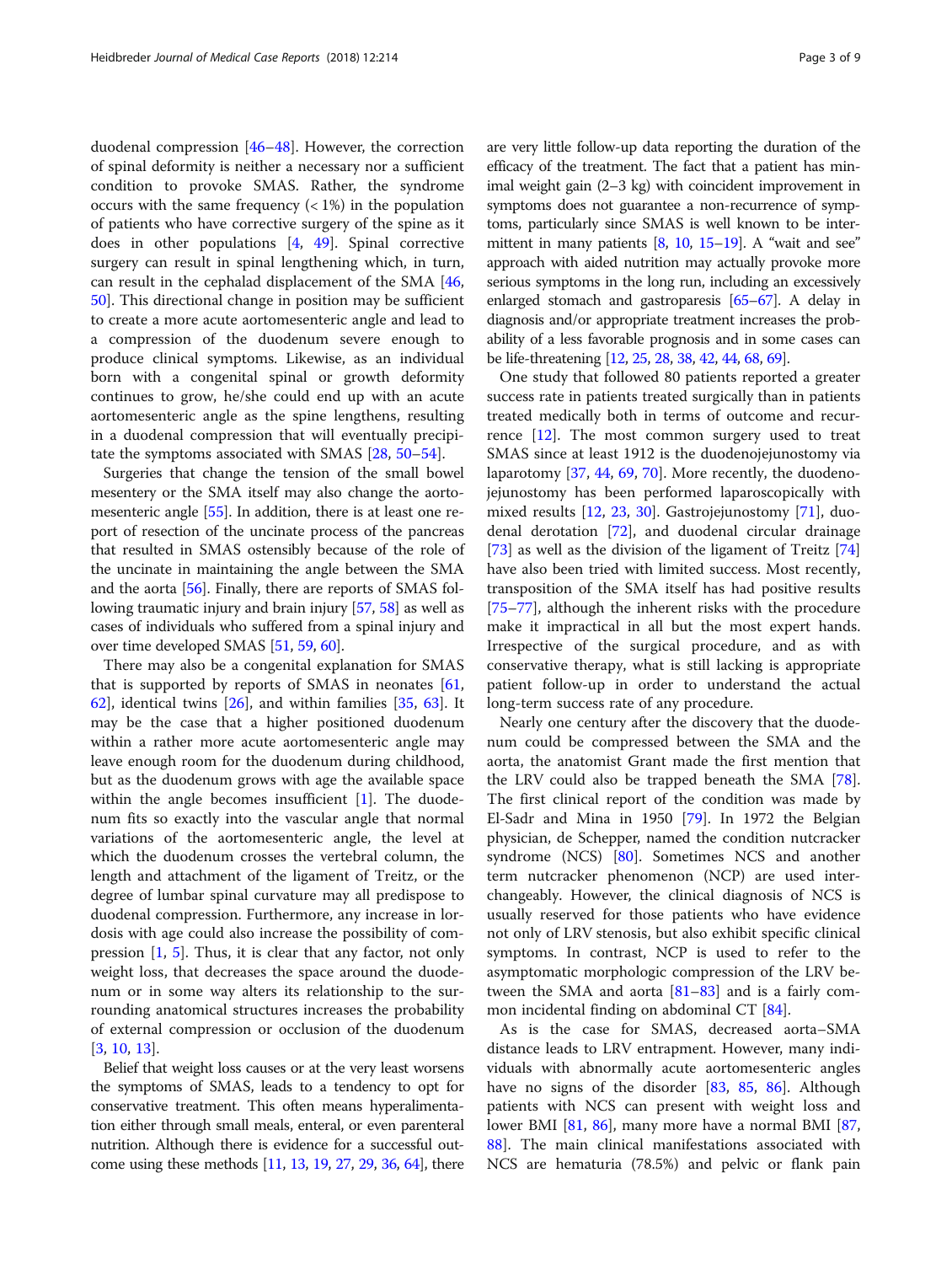duodenal compression [46–48]. However, the correction of spinal deformity is neither a necessary nor a sufficient condition to provoke SMAS. Rather, the syndrome occurs with the same frequency (< 1%) in the population of patients who have corrective surgery of the spine as it does in other populations [4, 49]. Spinal corrective surgery can result in spinal lengthening which, in turn, can result in the cephalad displacement of the SMA [46, 50]. This directional change in position may be sufficient to create a more acute aortomesenteric angle and lead to a compression of the duodenum severe enough to produce clinical symptoms. Likewise, as an individual born with a congenital spinal or growth deformity continues to grow, he/she could end up with an acute aortomesenteric angle as the spine lengthens, resulting in a duodenal compression that will eventually precipitate the symptoms associated with SMAS [28, 50–54].

Surgeries that change the tension of the small bowel mesentery or the SMA itself may also change the aortomesenteric angle [55]. In addition, there is at least one report of resection of the uncinate process of the pancreas that resulted in SMAS ostensibly because of the role of the uncinate in maintaining the angle between the SMA and the aorta [56]. Finally, there are reports of SMAS following traumatic injury and brain injury [57, 58] as well as cases of individuals who suffered from a spinal injury and over time developed SMAS [51, 59, 60].

There may also be a congenital explanation for SMAS that is supported by reports of SMAS in neonates [61, 62], identical twins [26], and within families [35, 63]. It may be the case that a higher positioned duodenum within a rather more acute aortomesenteric angle may leave enough room for the duodenum during childhood, but as the duodenum grows with age the available space within the angle becomes insufficient [1]. The duodenum fits so exactly into the vascular angle that normal variations of the aortomesenteric angle, the level at which the duodenum crosses the vertebral column, the length and attachment of the ligament of Treitz, or the degree of lumbar spinal curvature may all predispose to duodenal compression. Furthermore, any increase in lordosis with age could also increase the possibility of compression [1, 5]. Thus, it is clear that any factor, not only weight loss, that decreases the space around the duodenum or in some way alters its relationship to the surrounding anatomical structures increases the probability of external compression or occlusion of the duodenum [3, 10, 13].

Belief that weight loss causes or at the very least worsens the symptoms of SMAS, leads to a tendency to opt for conservative treatment. This often means hyperalimentation either through small meals, enteral, or even parenteral nutrition. Although there is evidence for a successful outcome using these methods [11, 13, 19, 27, 29, 36, 64], there are very little follow-up data reporting the duration of the efficacy of the treatment. The fact that a patient has minimal weight gain (2–3 kg) with coincident improvement in symptoms does not guarantee a non-recurrence of symptoms, particularly since SMAS is well known to be intermittent in many patients [8, 10, 15–19]. A "wait and see" approach with aided nutrition may actually provoke more serious symptoms in the long run, including an excessively enlarged stomach and gastroparesis [65–67]. A delay in diagnosis and/or appropriate treatment increases the probability of a less favorable prognosis and in some cases can be life-threatening [12, 25, 28, 38, 42, 44, 68, 69].

One study that followed 80 patients reported a greater success rate in patients treated surgically than in patients treated medically both in terms of outcome and recurrence [12]. The most common surgery used to treat SMAS since at least 1912 is the duodenojejunostomy via laparotomy [37, 44, 69, 70]. More recently, the duodenojejunostomy has been performed laparoscopically with mixed results [12, 23, 30]. Gastrojejunostomy [71], duodenal derotation [72], and duodenal circular drainage [73] as well as the division of the ligament of Treitz [74] have also been tried with limited success. Most recently, transposition of the SMA itself has had positive results [75–77], although the inherent risks with the procedure make it impractical in all but the most expert hands. Irrespective of the surgical procedure, and as with conservative therapy, what is still lacking is appropriate patient follow-up in order to understand the actual long-term success rate of any procedure.

Nearly one century after the discovery that the duodenum could be compressed between the SMA and the aorta, the anatomist Grant made the first mention that the LRV could also be trapped beneath the SMA [78]. The first clinical report of the condition was made by El-Sadr and Mina in 1950 [79]. In 1972 the Belgian physician, de Schepper, named the condition nutcracker syndrome (NCS) [80]. Sometimes NCS and another term nutcracker phenomenon (NCP) are used interchangeably. However, the clinical diagnosis of NCS is usually reserved for those patients who have evidence not only of LRV stenosis, but also exhibit specific clinical symptoms. In contrast, NCP is used to refer to the asymptomatic morphologic compression of the LRV between the SMA and aorta [81–83] and is a fairly common incidental finding on abdominal CT [84].

As is the case for SMAS, decreased aorta–SMA distance leads to LRV entrapment. However, many individuals with abnormally acute aortomesenteric angles have no signs of the disorder [83, 85, 86]. Although patients with NCS can present with weight loss and lower BMI [81, 86], many more have a normal BMI [87, 88]. The main clinical manifestations associated with NCS are hematuria (78.5%) and pelvic or flank pain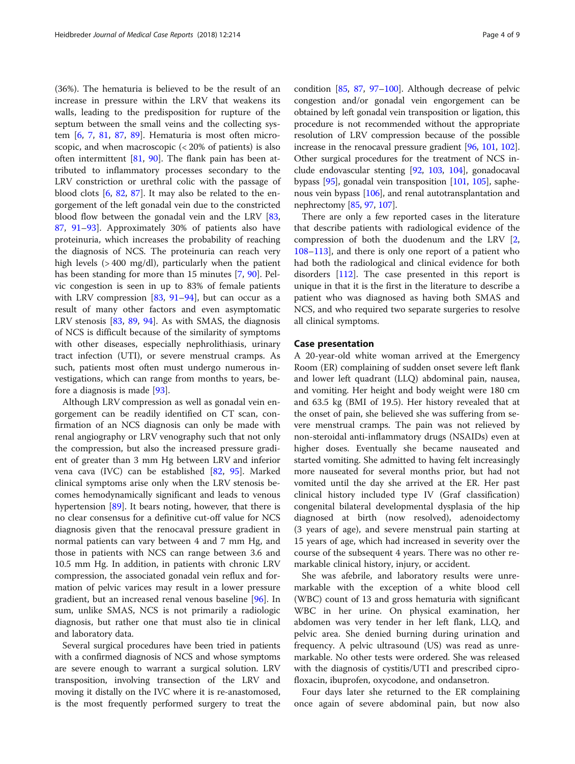(36%). The hematuria is believed to be the result of an increase in pressure within the LRV that weakens its walls, leading to the predisposition for rupture of the septum between the small veins and the collecting system [6, 7, 81, 87, 89]. Hematuria is most often microscopic, and when macroscopic (< 20% of patients) is also often intermittent [81, 90]. The flank pain has been attributed to inflammatory processes secondary to the LRV constriction or urethral colic with the passage of blood clots [6, 82, 87]. It may also be related to the engorgement of the left gonadal vein due to the constricted blood flow between the gonadal vein and the LRV [83, 87, 91–93]. Approximately 30% of patients also have proteinuria, which increases the probability of reaching the diagnosis of NCS. The proteinuria can reach very high levels (> 400 mg/dl), particularly when the patient has been standing for more than 15 minutes [7, 90]. Pelvic congestion is seen in up to 83% of female patients with LRV compression [83, 91–94], but can occur as a result of many other factors and even asymptomatic LRV stenosis [83, 89, 94]. As with SMAS, the diagnosis of NCS is difficult because of the similarity of symptoms with other diseases, especially nephrolithiasis, urinary tract infection (UTI), or severe menstrual cramps. As such, patients most often must undergo numerous investigations, which can range from months to years, before a diagnosis is made [93].

Although LRV compression as well as gonadal vein engorgement can be readily identified on CT scan, confirmation of an NCS diagnosis can only be made with renal angiography or LRV venography such that not only the compression, but also the increased pressure gradient of greater than 3 mm Hg between LRV and inferior vena cava (IVC) can be established [82, 95]. Marked clinical symptoms arise only when the LRV stenosis becomes hemodynamically significant and leads to venous hypertension [89]. It bears noting, however, that there is no clear consensus for a definitive cut-off value for NCS diagnosis given that the renocaval pressure gradient in normal patients can vary between 4 and 7 mm Hg, and those in patients with NCS can range between 3.6 and 10.5 mm Hg. In addition, in patients with chronic LRV compression, the associated gonadal vein reflux and formation of pelvic varices may result in a lower pressure gradient, but an increased renal venous baseline [96]. In sum, unlike SMAS, NCS is not primarily a radiologic diagnosis, but rather one that must also tie in clinical and laboratory data.

Several surgical procedures have been tried in patients with a confirmed diagnosis of NCS and whose symptoms are severe enough to warrant a surgical solution. LRV transposition, involving transection of the LRV and moving it distally on the IVC where it is re-anastomosed, is the most frequently performed surgery to treat the condition [85, 87, 97–100]. Although decrease of pelvic congestion and/or gonadal vein engorgement can be obtained by left gonadal vein transposition or ligation, this procedure is not recommended without the appropriate resolution of LRV compression because of the possible increase in the renocaval pressure gradient [96, 101, 102]. Other surgical procedures for the treatment of NCS include endovascular stenting [92, 103, 104], gonadocaval bypass [95], gonadal vein transposition [101, 105], saphenous vein bypass [106], and renal autotransplantation and nephrectomy [85, 97, 107].

There are only a few reported cases in the literature that describe patients with radiological evidence of the compression of both the duodenum and the LRV [2, 108–113], and there is only one report of a patient who had both the radiological and clinical evidence for both disorders [112]. The case presented in this report is unique in that it is the first in the literature to describe a patient who was diagnosed as having both SMAS and NCS, and who required two separate surgeries to resolve all clinical symptoms.

## Case presentation

A 20-year-old white woman arrived at the Emergency Room (ER) complaining of sudden onset severe left flank and lower left quadrant (LLQ) abdominal pain, nausea, and vomiting. Her height and body weight were 180 cm and 63.5 kg (BMI of 19.5). Her history revealed that at the onset of pain, she believed she was suffering from severe menstrual cramps. The pain was not relieved by non-steroidal anti-inflammatory drugs (NSAIDs) even at higher doses. Eventually she became nauseated and started vomiting. She admitted to having felt increasingly more nauseated for several months prior, but had not vomited until the day she arrived at the ER. Her past clinical history included type IV (Graf classification) congenital bilateral developmental dysplasia of the hip diagnosed at birth (now resolved), adenoidectomy (3 years of age), and severe menstrual pain starting at 15 years of age, which had increased in severity over the course of the subsequent 4 years. There was no other remarkable clinical history, injury, or accident.

She was afebrile, and laboratory results were unremarkable with the exception of a white blood cell (WBC) count of 13 and gross hematuria with significant WBC in her urine. On physical examination, her abdomen was very tender in her left flank, LLQ, and pelvic area. She denied burning during urination and frequency. A pelvic ultrasound (US) was read as unremarkable. No other tests were ordered. She was released with the diagnosis of cystitis/UTI and prescribed ciprofloxacin, ibuprofen, oxycodone, and ondansetron.

Four days later she returned to the ER complaining once again of severe abdominal pain, but now also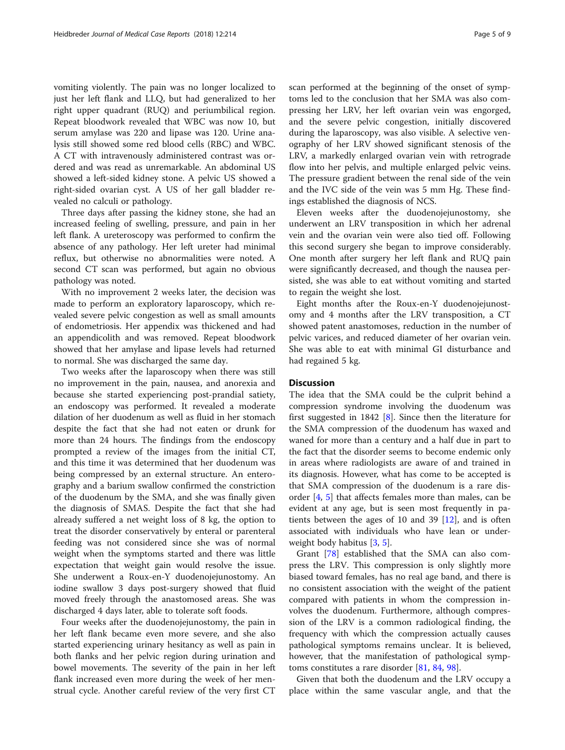vomiting violently. The pain was no longer localized to just her left flank and LLQ, but had generalized to her right upper quadrant (RUQ) and periumbilical region. Repeat bloodwork revealed that WBC was now 10, but serum amylase was 220 and lipase was 120. Urine analysis still showed some red blood cells (RBC) and WBC. A CT with intravenously administered contrast was ordered and was read as unremarkable. An abdominal US showed a left-sided kidney stone. A pelvic US showed a right-sided ovarian cyst. A US of her gall bladder revealed no calculi or pathology.

Three days after passing the kidney stone, she had an increased feeling of swelling, pressure, and pain in her left flank. A ureteroscopy was performed to confirm the absence of any pathology. Her left ureter had minimal reflux, but otherwise no abnormalities were noted. A second CT scan was performed, but again no obvious pathology was noted.

With no improvement 2 weeks later, the decision was made to perform an exploratory laparoscopy, which revealed severe pelvic congestion as well as small amounts of endometriosis. Her appendix was thickened and had an appendicolith and was removed. Repeat bloodwork showed that her amylase and lipase levels had returned to normal. She was discharged the same day.

Two weeks after the laparoscopy when there was still no improvement in the pain, nausea, and anorexia and because she started experiencing post-prandial satiety, an endoscopy was performed. It revealed a moderate dilation of her duodenum as well as fluid in her stomach despite the fact that she had not eaten or drunk for more than 24 hours. The findings from the endoscopy prompted a review of the images from the initial CT, and this time it was determined that her duodenum was being compressed by an external structure. An enterography and a barium swallow confirmed the constriction of the duodenum by the SMA, and she was finally given the diagnosis of SMAS. Despite the fact that she had already suffered a net weight loss of 8 kg, the option to treat the disorder conservatively by enteral or parenteral feeding was not considered since she was of normal weight when the symptoms started and there was little expectation that weight gain would resolve the issue. She underwent a Roux-en-Y duodenojejunostomy. An iodine swallow 3 days post-surgery showed that fluid moved freely through the anastomosed areas. She was discharged 4 days later, able to tolerate soft foods.

Four weeks after the duodenojejunostomy, the pain in her left flank became even more severe, and she also started experiencing urinary hesitancy as well as pain in both flanks and her pelvic region during urination and bowel movements. The severity of the pain in her left flank increased even more during the week of her menstrual cycle. Another careful review of the very first CT scan performed at the beginning of the onset of symptoms led to the conclusion that her SMA was also compressing her LRV, her left ovarian vein was engorged, and the severe pelvic congestion, initially discovered during the laparoscopy, was also visible. A selective venography of her LRV showed significant stenosis of the LRV, a markedly enlarged ovarian vein with retrograde flow into her pelvis, and multiple enlarged pelvic veins. The pressure gradient between the renal side of the vein and the IVC side of the vein was 5 mm Hg. These findings established the diagnosis of NCS.

Eleven weeks after the duodenojejunostomy, she underwent an LRV transposition in which her adrenal vein and the ovarian vein were also tied off. Following this second surgery she began to improve considerably. One month after surgery her left flank and RUQ pain were significantly decreased, and though the nausea persisted, she was able to eat without vomiting and started to regain the weight she lost.

Eight months after the Roux-en-Y duodenojejunostomy and 4 months after the LRV transposition, a CT showed patent anastomoses, reduction in the number of pelvic varices, and reduced diameter of her ovarian vein. She was able to eat with minimal GI disturbance and had regained 5 kg.

## Discussion

The idea that the SMA could be the culprit behind a compression syndrome involving the duodenum was first suggested in 1842 [8]. Since then the literature for the SMA compression of the duodenum has waxed and waned for more than a century and a half due in part to the fact that the disorder seems to become endemic only in areas where radiologists are aware of and trained in its diagnosis. However, what has come to be accepted is that SMA compression of the duodenum is a rare disorder [4, 5] that affects females more than males, can be evident at any age, but is seen most frequently in patients between the ages of 10 and 39 [12], and is often associated with individuals who have lean or underweight body habitus [3, 5].

Grant [78] established that the SMA can also compress the LRV. This compression is only slightly more biased toward females, has no real age band, and there is no consistent association with the weight of the patient compared with patients in whom the compression involves the duodenum. Furthermore, although compression of the LRV is a common radiological finding, the frequency with which the compression actually causes pathological symptoms remains unclear. It is believed, however, that the manifestation of pathological symptoms constitutes a rare disorder [81, 84, 98].

Given that both the duodenum and the LRV occupy a place within the same vascular angle, and that the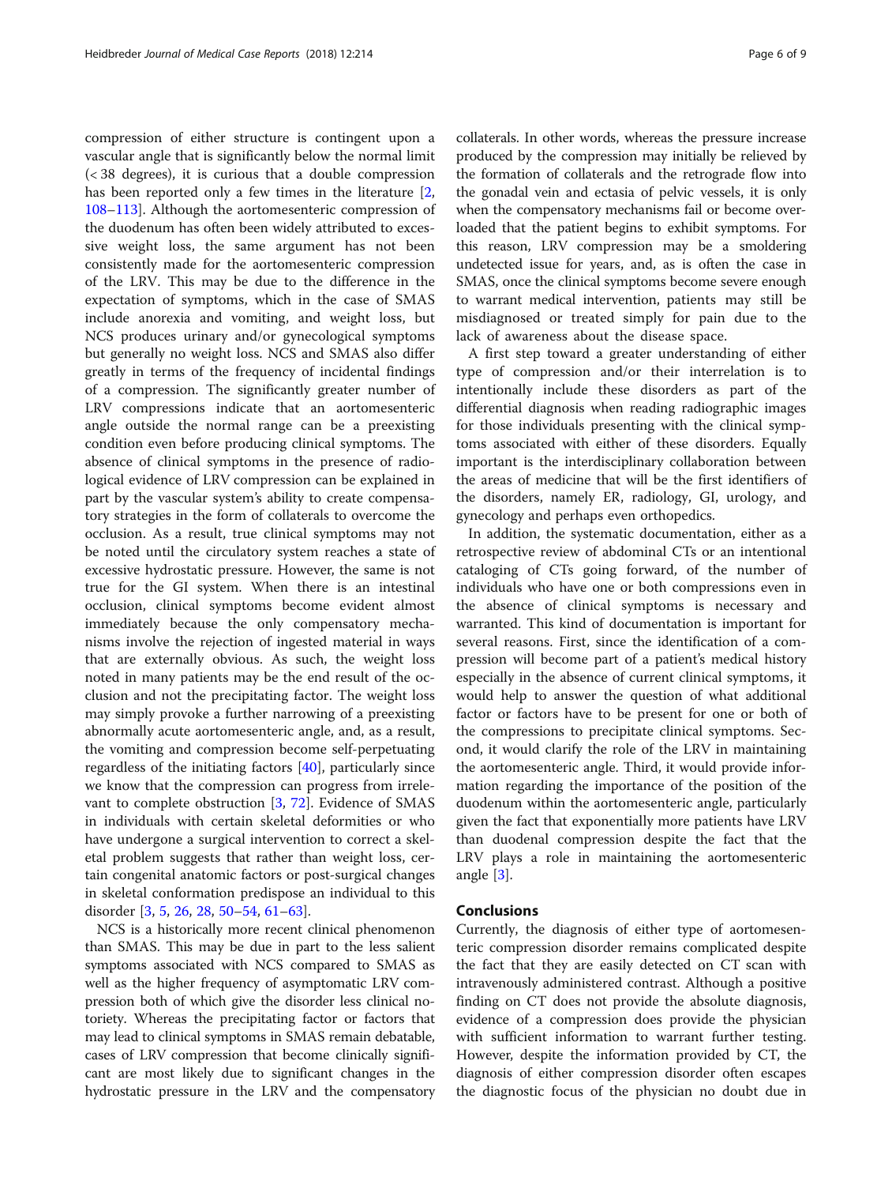compression of either structure is contingent upon a vascular angle that is significantly below the normal limit (< 38 degrees), it is curious that a double compression has been reported only a few times in the literature [2, 108–113]. Although the aortomesenteric compression of the duodenum has often been widely attributed to excessive weight loss, the same argument has not been consistently made for the aortomesenteric compression of the LRV. This may be due to the difference in the expectation of symptoms, which in the case of SMAS include anorexia and vomiting, and weight loss, but NCS produces urinary and/or gynecological symptoms but generally no weight loss. NCS and SMAS also differ greatly in terms of the frequency of incidental findings of a compression. The significantly greater number of LRV compressions indicate that an aortomesenteric angle outside the normal range can be a preexisting condition even before producing clinical symptoms. The absence of clinical symptoms in the presence of radiological evidence of LRV compression can be explained in part by the vascular system's ability to create compensatory strategies in the form of collaterals to overcome the occlusion. As a result, true clinical symptoms may not be noted until the circulatory system reaches a state of excessive hydrostatic pressure. However, the same is not true for the GI system. When there is an intestinal occlusion, clinical symptoms become evident almost immediately because the only compensatory mechanisms involve the rejection of ingested material in ways that are externally obvious. As such, the weight loss noted in many patients may be the end result of the occlusion and not the precipitating factor. The weight loss may simply provoke a further narrowing of a preexisting abnormally acute aortomesenteric angle, and, as a result, the vomiting and compression become self-perpetuating regardless of the initiating factors [40], particularly since we know that the compression can progress from irrelevant to complete obstruction [3, 72]. Evidence of SMAS in individuals with certain skeletal deformities or who have undergone a surgical intervention to correct a skeletal problem suggests that rather than weight loss, certain congenital anatomic factors or post-surgical changes in skeletal conformation predispose an individual to this disorder [3, 5, 26, 28, 50–54, 61–63].

NCS is a historically more recent clinical phenomenon than SMAS. This may be due in part to the less salient symptoms associated with NCS compared to SMAS as well as the higher frequency of asymptomatic LRV compression both of which give the disorder less clinical notoriety. Whereas the precipitating factor or factors that may lead to clinical symptoms in SMAS remain debatable, cases of LRV compression that become clinically significant are most likely due to significant changes in the hydrostatic pressure in the LRV and the compensatory collaterals. In other words, whereas the pressure increase produced by the compression may initially be relieved by the formation of collaterals and the retrograde flow into the gonadal vein and ectasia of pelvic vessels, it is only when the compensatory mechanisms fail or become overloaded that the patient begins to exhibit symptoms. For this reason, LRV compression may be a smoldering undetected issue for years, and, as is often the case in SMAS, once the clinical symptoms become severe enough to warrant medical intervention, patients may still be misdiagnosed or treated simply for pain due to the lack of awareness about the disease space.

A first step toward a greater understanding of either type of compression and/or their interrelation is to intentionally include these disorders as part of the differential diagnosis when reading radiographic images for those individuals presenting with the clinical symptoms associated with either of these disorders. Equally important is the interdisciplinary collaboration between the areas of medicine that will be the first identifiers of the disorders, namely ER, radiology, GI, urology, and gynecology and perhaps even orthopedics.

In addition, the systematic documentation, either as a retrospective review of abdominal CTs or an intentional cataloging of CTs going forward, of the number of individuals who have one or both compressions even in the absence of clinical symptoms is necessary and warranted. This kind of documentation is important for several reasons. First, since the identification of a compression will become part of a patient's medical history especially in the absence of current clinical symptoms, it would help to answer the question of what additional factor or factors have to be present for one or both of the compressions to precipitate clinical symptoms. Second, it would clarify the role of the LRV in maintaining the aortomesenteric angle. Third, it would provide information regarding the importance of the position of the duodenum within the aortomesenteric angle, particularly given the fact that exponentially more patients have LRV than duodenal compression despite the fact that the LRV plays a role in maintaining the aortomesenteric angle [3].

## Conclusions

Currently, the diagnosis of either type of aortomesenteric compression disorder remains complicated despite the fact that they are easily detected on CT scan with intravenously administered contrast. Although a positive finding on CT does not provide the absolute diagnosis, evidence of a compression does provide the physician with sufficient information to warrant further testing. However, despite the information provided by CT, the diagnosis of either compression disorder often escapes the diagnostic focus of the physician no doubt due in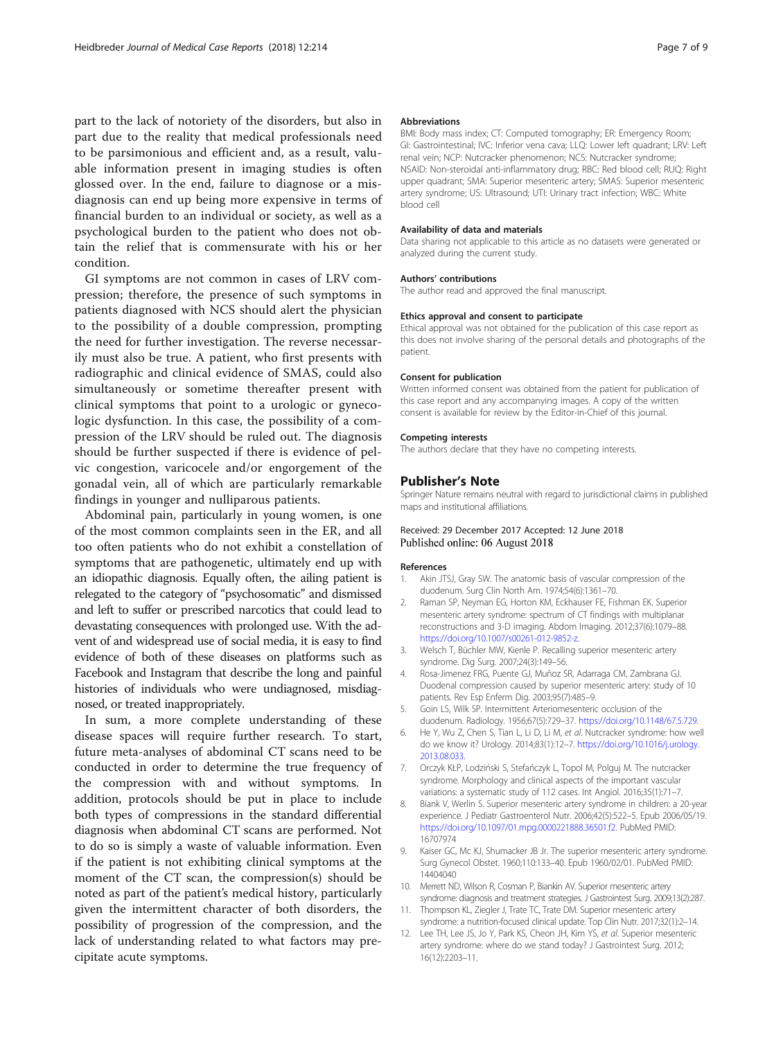part to the lack of notoriety of the disorders, but also in part due to the reality that medical professionals need to be parsimonious and efficient and, as a result, valuable information present in imaging studies is often glossed over. In the end, failure to diagnose or a misdiagnosis can end up being more expensive in terms of financial burden to an individual or society, as well as a psychological burden to the patient who does not obtain the relief that is commensurate with his or her condition.

GI symptoms are not common in cases of LRV compression; therefore, the presence of such symptoms in patients diagnosed with NCS should alert the physician to the possibility of a double compression, prompting the need for further investigation. The reverse necessarily must also be true. A patient, who first presents with radiographic and clinical evidence of SMAS, could also simultaneously or sometime thereafter present with clinical symptoms that point to a urologic or gynecologic dysfunction. In this case, the possibility of a compression of the LRV should be ruled out. The diagnosis should be further suspected if there is evidence of pelvic congestion, varicocele and/or engorgement of the gonadal vein, all of which are particularly remarkable findings in younger and nulliparous patients.

Abdominal pain, particularly in young women, is one of the most common complaints seen in the ER, and all too often patients who do not exhibit a constellation of symptoms that are pathogenetic, ultimately end up with an idiopathic diagnosis. Equally often, the ailing patient is relegated to the category of "psychosomatic" and dismissed and left to suffer or prescribed narcotics that could lead to devastating consequences with prolonged use. With the advent of and widespread use of social media, it is easy to find evidence of both of these diseases on platforms such as Facebook and Instagram that describe the long and painful histories of individuals who were undiagnosed, misdiagnosed, or treated inappropriately.

In sum, a more complete understanding of these disease spaces will require further research. To start, future meta-analyses of abdominal CT scans need to be conducted in order to determine the true frequency of the compression with and without symptoms. In addition, protocols should be put in place to include both types of compressions in the standard differential diagnosis when abdominal CT scans are performed. Not to do so is simply a waste of valuable information. Even if the patient is not exhibiting clinical symptoms at the moment of the CT scan, the compression(s) should be noted as part of the patient's medical history, particularly given the intermittent character of both disorders, the possibility of progression of the compression, and the lack of understanding related to what factors may precipitate acute symptoms.

#### Abbreviations

BMI: Body mass index; CT: Computed tomography; ER: Emergency Room; GI: Gastrointestinal; IVC: Inferior vena cava; LLQ: Lower left quadrant; LRV: Left renal vein; NCP: Nutcracker phenomenon; NCS: Nutcracker syndrome; NSAID: Non-steroidal anti-inflammatory drug; RBC: Red blood cell; RUQ: Right upper quadrant; SMA: Superior mesenteric artery; SMAS: Superior mesenteric artery syndrome; US: Ultrasound; UTI: Urinary tract infection; WBC: White blood cell

#### Availability of data and materials

Data sharing not applicable to this article as no datasets were generated or analyzed during the current study.

#### Authors' contributions

The author read and approved the final manuscript.

#### Ethics approval and consent to participate

Ethical approval was not obtained for the publication of this case report as this does not involve sharing of the personal details and photographs of the patient.

#### Consent for publication

Written informed consent was obtained from the patient for publication of this case report and any accompanying images. A copy of the written consent is available for review by the Editor-in-Chief of this journal.

#### Competing interests

The authors declare that they have no competing interests.

### Publisher's Note

Springer Nature remains neutral with regard to jurisdictional claims in published maps and institutional affiliations.

Received: 29 December 2017 Accepted: 12 June 2018
Published online: 06 August 2018

#### References

1. Akin JTSJ, Gray SW. The anatomic basis of vascular compression of the duodenum. Surg Clin North Am. 1974;54(6):1361–70.
2. Raman SP, Neyman EG, Horton KM, Eckhauser FE, Fishman EK. Superior mesenteric artery syndrome: spectrum of CT findings with multiplanar reconstructions and 3-D imaging. Abdom Imaging. 2012;37(6):1079–88. https://doi.org/10.1007/s00261-012-9852-z.
3. Welsch T, Büchler MW, Kienle P. Recalling superior mesenteric artery syndrome. Dig Surg. 2007;24(3):149–56.
4. Rosa-Jimenez FRG, Puente GJ, Muñoz SR, Adarraga CM, Zambrana GJ. Duodenal compression caused by superior mesenteric artery: study of 10 patients. Rev Esp Enferm Dig. 2003;95(7):485–9.
5. Goin LS, Wilk SP. Intermittent Arteriomesenteric occlusion of the duodenum. Radiology. 1956;67(5):729–37. https://doi.org/10.1148/67.5.729.
6. He Y, Wu Z, Chen S, Tian L, Li D, Li M, *et al*. Nutcracker syndrome: how well do we know it? Urology. 2014;83(1):12–7. https://doi.org/10.1016/j.urology.2013.08.033.
7. Orczyk KŁP, Lodziński S, Stefańczyk L, Topol M, Polguj M. The nutcracker syndrome. Morphology and clinical aspects of the important vascular variations: a systematic study of 112 cases. Int Angiol. 2016;35(1):71–7.
8. Biank V, Werlin S. Superior mesenteric artery syndrome in children: a 20-year experience. J Pediatr Gastroenterol Nutr. 2006;42(5):522–5. Epub 2006/05/19. https://doi.org/10.1097/01.mpg.0000221888.36501.f2. PubMed PMID: 16707974
9. Kaiser GC, Mc KJ, Shumacker JB Jr. The superior mesenteric artery syndrome. Surg Gynecol Obstet. 1960;110:133–40. Epub 1960/02/01. PubMed PMID: 14404040
10. Merrett ND, Wilson R, Cosman P, Biankin AV. Superior mesenteric artery syndrome: diagnosis and treatment strategies. J Gastrointest Surg. 2009;13(2):287.
11. Thompson KL, Ziegler J, Trate TC, Trate DM. Superior mesenteric artery syndrome: a nutrition-focused clinical update. Top Clin Nutr. 2017;32(1):2–14.
12. Lee TH, Lee JS, Jo Y, Park KS, Cheon JH, Kim YS, *et al*. Superior mesenteric artery syndrome: where do we stand today? J Gastrointest Surg. 2012; 16(12):2203–11.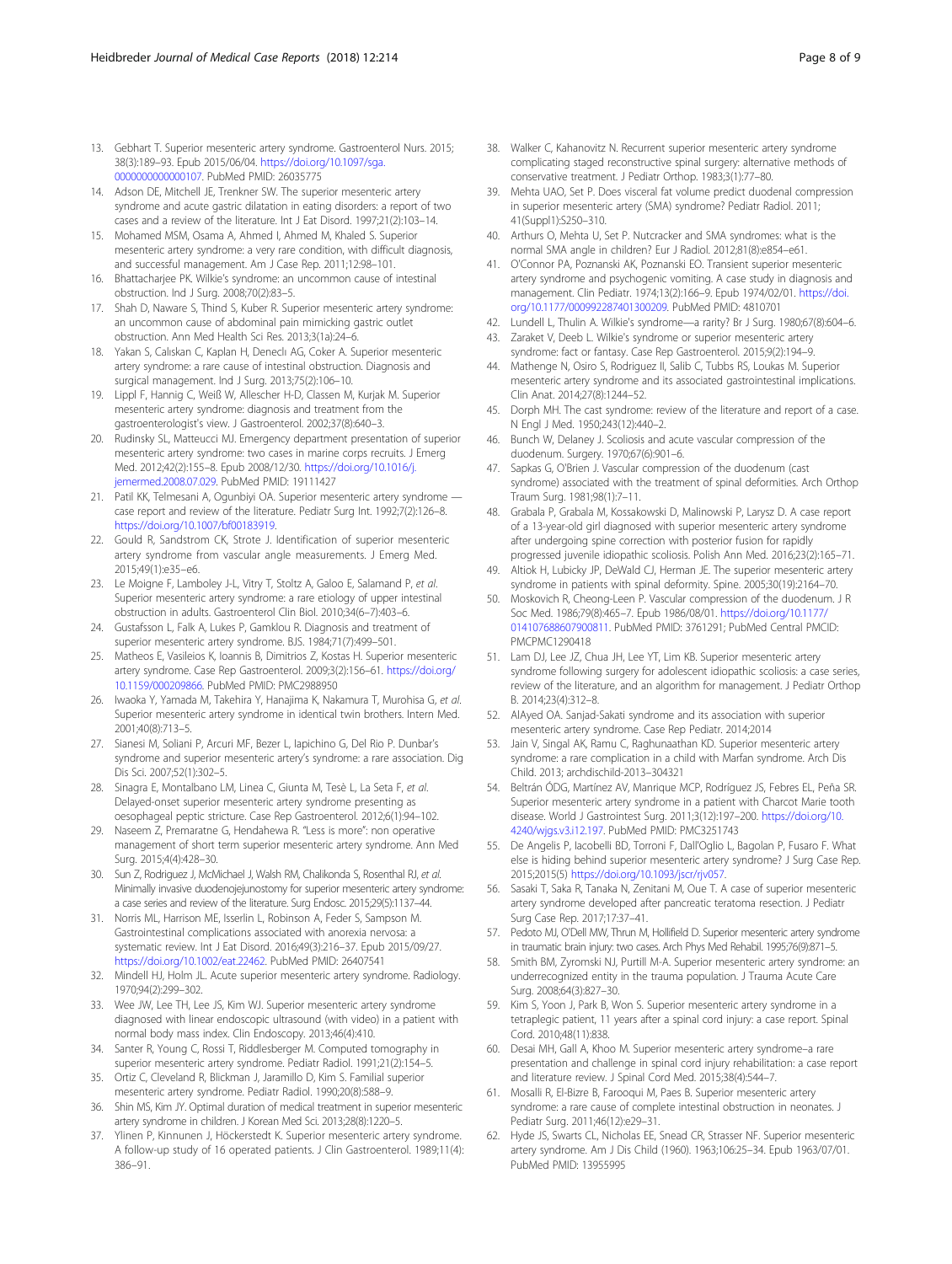13. Gebhart T. Superior mesenteric artery syndrome. Gastroenterol Nurs. 2015; 38(3):189–93. Epub 2015/06/04. https://doi.org/10.1097/sga.0000000000000107. PubMed PMID: 26035775
14. Adson DE, Mitchell JE, Trenkner SW. The superior mesenteric artery syndrome and acute gastric dilatation in eating disorders: a report of two cases and a review of the literature. Int J Eat Disord. 1997;21(2):103–14.
15. Mohamed MSM, Osama A, Ahmed I, Ahmed M, Khaled S. Superior mesenteric artery syndrome: a very rare condition, with difficult diagnosis, and successful management. Am J Case Rep. 2011;12:98–101.
16. Bhattacharjee PK. Wilkie's syndrome: an uncommon cause of intestinal obstruction. Ind J Surg. 2008;70(2):83–5.
17. Shah D, Naware S, Thind S, Kuber R. Superior mesenteric artery syndrome: an uncommon cause of abdominal pain mimicking gastric outlet obstruction. Ann Med Health Sci Res. 2013;3(1a):24–6.
18. Yakan S, Calıskan C, Kaplan H, Deneclı AG, Coker A. Superior mesenteric artery syndrome: a rare cause of intestinal obstruction. Diagnosis and surgical management. Ind J Surg. 2013;75(2):106–10.
19. Lippl F, Hannig C, Weiß W, Allescher H-D, Classen M, Kurjak M. Superior mesenteric artery syndrome: diagnosis and treatment from the gastroenterologist's view. J Gastroenterol. 2002;37(8):640–3.
20. Rudinsky SL, Matteucci MJ. Emergency department presentation of superior mesenteric artery syndrome: two cases in marine corps recruits. J Emerg Med. 2012;42(2):155–8. Epub 2008/12/30. https://doi.org/10.1016/j.jemermed.2008.07.029. PubMed PMID: 19111427
21. Patil KK, Telmesani A, Ogunbiyi OA. Superior mesenteric artery syndrome — case report and review of the literature. Pediatr Surg Int. 1992;7(2):126–8. https://doi.org/10.1007/bf00183919.
22. Gould R, Sandstrom CK, Strote J. Identification of superior mesenteric artery syndrome from vascular angle measurements. J Emerg Med. 2015;49(1):e35–e6.
23. Le Moigne F, Lamboley J-L, Vitry T, Stoltz A, Galoo E, Salamand P, *et al*. Superior mesenteric artery syndrome: a rare etiology of upper intestinal obstruction in adults. Gastroenterol Clin Biol. 2010;34(6–7):403–6.
24. Gustafsson L, Falk A, Lukes P, Gamklou R. Diagnosis and treatment of superior mesenteric artery syndrome. BJS. 1984;71(7):499–501.
25. Matheos E, Vasileios K, Ioannis B, Dimitrios Z, Kostas H. Superior mesenteric artery syndrome. Case Rep Gastroenterol. 2009;3(2):156–61. https://doi.org/10.1159/000209866. PubMed PMID: PMC2988950
26. Iwaoka Y, Yamada M, Takehira Y, Hanajima K, Nakamura T, Murohisa G, *et al*. Superior mesenteric artery syndrome in identical twin brothers. Intern Med. 2001;40(8):713–5.
27. Sianesi M, Soliani P, Arcuri MF, Bezer L, Iapichino G, Del Rio P. Dunbar's syndrome and superior mesenteric artery's syndrome: a rare association. Dig Dis Sci. 2007;52(1):302–5.
28. Sinagra E, Montalbano LM, Linea C, Giunta M, Tesè L, La Seta F, *et al*. Delayed-onset superior mesenteric artery syndrome presenting as oesophageal peptic stricture. Case Rep Gastroenterol. 2012;6(1):94–102.
29. Naseem Z, Premaratne G, Hendahewa R. "Less is more": non operative management of short term superior mesenteric artery syndrome. Ann Med Surg. 2015;4(4):428–30.
30. Sun Z, Rodriguez J, McMichael J, Walsh RM, Chalikonda S, Rosenthal RJ, *et al*. Minimally invasive duodenojejunostomy for superior mesenteric artery syndrome: a case series and review of the literature. Surg Endosc. 2015;29(5):1137–44.
31. Norris ML, Harrison ME, Isserlin L, Robinson A, Feder S, Sampson M. Gastrointestinal complications associated with anorexia nervosa: a systematic review. Int J Eat Disord. 2016;49(3):216–37. Epub 2015/09/27. https://doi.org/10.1002/eat.22462. PubMed PMID: 26407541
32. Mindell HJ, Holm JL. Acute superior mesenteric artery syndrome. Radiology. 1970;94(2):299–302.
33. Wee JW, Lee TH, Lee JS, Kim WJ. Superior mesenteric artery syndrome diagnosed with linear endoscopic ultrasound (with video) in a patient with normal body mass index. Clin Endoscopy. 2013;46(4):410.
34. Santer R, Young C, Rossi T, Riddlesberger M. Computed tomography in superior mesenteric artery syndrome. Pediatr Radiol. 1991;21(2):154–5.
35. Ortiz C, Cleveland R, Blickman J, Jaramillo D, Kim S. Familial superior mesenteric artery syndrome. Pediatr Radiol. 1990;20(8):588–9.
36. Shin MS, Kim JY. Optimal duration of medical treatment in superior mesenteric artery syndrome in children. J Korean Med Sci. 2013;28(8):1220–5.
37. Ylinen P, Kinnunen J, Höckerstedt K. Superior mesenteric artery syndrome. A follow-up study of 16 operated patients. J Clin Gastroenterol. 1989;11(4):386–91.
38. Walker C, Kahanovitz N. Recurrent superior mesenteric artery syndrome complicating staged reconstructive spinal surgery: alternative methods of conservative treatment. J Pediatr Orthop. 1983;3(1):77–80.
39. Mehta UAO, Set P. Does visceral fat volume predict duodenal compression in superior mesenteric artery (SMA) syndrome? Pediatr Radiol. 2011; 41(Suppl1):S250–310.
40. Arthurs O, Mehta U, Set P. Nutcracker and SMA syndromes: what is the normal SMA angle in children? Eur J Radiol. 2012;81(8):e854–e61.
41. O'Connor PA, Poznanski AK, Poznanski EO. Transient superior mesenteric artery syndrome and psychogenic vomiting. A case study in diagnosis and management. Clin Pediatr. 1974;13(2):166–9. Epub 1974/02/01. https://doi.org/10.1177/000992287401300209. PubMed PMID: 4810701
42. Lundell L, Thulin A. Wilkie's syndrome—a rarity? Br J Surg. 1980;67(8):604–6.
43. Zaraket V, Deeb L. Wilkie's syndrome or superior mesenteric artery syndrome: fact or fantasy. Case Rep Gastroenterol. 2015;9(2):194–9.
44. Mathenge N, Osiro S, Rodriguez II, Salib C, Tubbs RS, Loukas M. Superior mesenteric artery syndrome and its associated gastrointestinal implications. Clin Anat. 2014;27(8):1244–52.
45. Dorph MH. The cast syndrome: review of the literature and report of a case. N Engl J Med. 1950;243(12):440–2.
46. Bunch W, Delaney J. Scoliosis and acute vascular compression of the duodenum. Surgery. 1970;67(6):901–6.
47. Sapkas G, O'Brien J. Vascular compression of the duodenum (cast syndrome) associated with the treatment of spinal deformities. Arch Orthop Traum Surg. 1981;98(1):7–11.
48. Grabala P, Grabala M, Kossakowski D, Malinowski P, Larysz D. A case report of a 13-year-old girl diagnosed with superior mesenteric artery syndrome after undergoing spine correction with posterior fusion for rapidly progressed juvenile idiopathic scoliosis. Polish Ann Med. 2016;23(2):165–71.
49. Altiok H, Lubicky JP, DeWald CJ, Herman JE. The superior mesenteric artery syndrome in patients with spinal deformity. Spine. 2005;30(19):2164–70.
50. Moskovich R, Cheong-Leen P. Vascular compression of the duodenum. J R Soc Med. 1986;79(8):465–7. Epub 1986/08/01. https://doi.org/10.1177/014107688607900811. PubMed PMID: 3761291; PubMed Central PMCID: PMCPMC1290418
51. Lam DJ, Lee JZ, Chua JH, Lee YT, Lim KB. Superior mesenteric artery syndrome following surgery for adolescent idiopathic scoliosis: a case series, review of the literature, and an algorithm for management. J Pediatr Orthop B. 2014;23(4):312–8.
52. AlAyed OA. Sanjad-Sakati syndrome and its association with superior mesenteric artery syndrome. Case Rep Pediatr. 2014;2014
53. Jain V, Singal AK, Ramu C, Raghunaathan KD. Superior mesenteric artery syndrome: a rare complication in a child with Marfan syndrome. Arch Dis Child. 2013; archdischild-2013–304321
54. Beltrán ÓDG, Martínez AV, Manrique MCP, Rodríguez JS, Febres EL, Peña SR. Superior mesenteric artery syndrome in a patient with Charcot Marie tooth disease. World J Gastrointest Surg. 2011;3(12):197–200. https://doi.org/10.4240/wjgs.v3.i12.197. PubMed PMID: PMC3251743
55. De Angelis P, Iacobelli BD, Torroni F, Dall'Oglio L, Bagolan P, Fusaro F. What else is hiding behind superior mesenteric artery syndrome? J Surg Case Rep. 2015;2015(5) https://doi.org/10.1093/jscr/rjv057.
56. Sasaki T, Saka R, Tanaka N, Zenitani M, Oue T. A case of superior mesenteric artery syndrome developed after pancreatic teratoma resection. J Pediatr Surg Case Rep. 2017;17:37–41.
57. Pedoto MJ, O'Dell MW, Thrun M, Hollifield D. Superior mesenteric artery syndrome in traumatic brain injury: two cases. Arch Phys Med Rehabil. 1995;76(9):871–5.
58. Smith BM, Zyromski NJ, Purtill M-A. Superior mesenteric artery syndrome: an underrecognized entity in the trauma population. J Trauma Acute Care Surg. 2008;64(3):827–30.
59. Kim S, Yoon J, Park B, Won S. Superior mesenteric artery syndrome in a tetraplegic patient, 11 years after a spinal cord injury: a case report. Spinal Cord. 2010;48(11):838.
60. Desai MH, Gall A, Khoo M. Superior mesenteric artery syndrome–a rare presentation and challenge in spinal cord injury rehabilitation: a case report and literature review. J Spinal Cord Med. 2015;38(4):544–7.
61. Mosalli R, El-Bizre B, Farooqui M, Paes B. Superior mesenteric artery syndrome: a rare cause of complete intestinal obstruction in neonates. J Pediatr Surg. 2011;46(12):e29–31.
62. Hyde JS, Swarts CL, Nicholas EE, Snead CR, Strasser NF. Superior mesenteric artery syndrome. Am J Dis Child (1960). 1963;106:25–34. Epub 1963/07/01. PubMed PMID: 13955995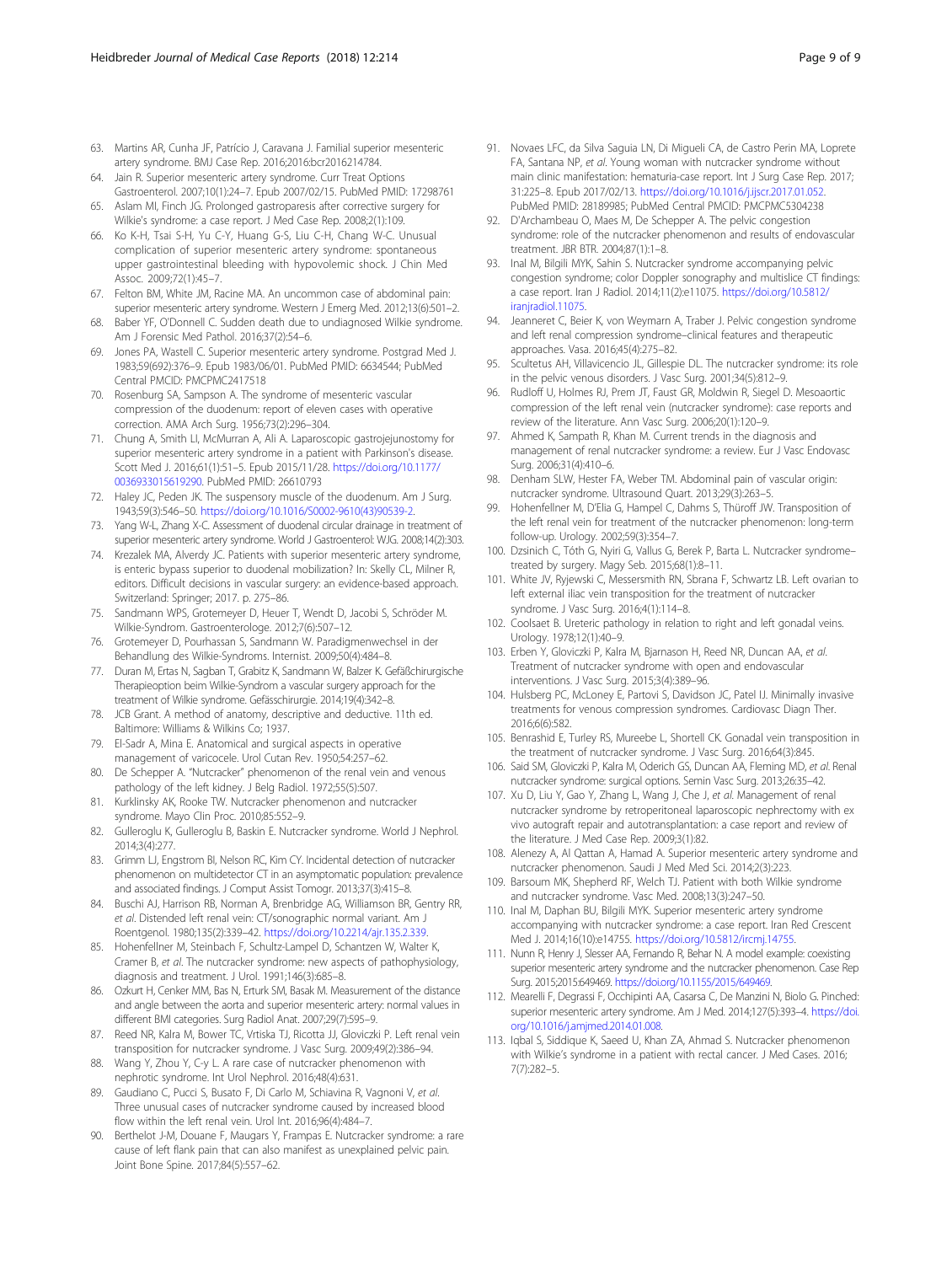63. Martins AR, Cunha JF, Patrício J, Caravana J. Familial superior mesenteric artery syndrome. BMJ Case Rep. 2016;2016:bcr2016214784.
64. Jain R. Superior mesenteric artery syndrome. Curr Treat Options Gastroenterol. 2007;10(1):24–7. Epub 2007/02/15. PubMed PMID: 17298761
65. Aslam MI, Finch JG. Prolonged gastroparesis after corrective surgery for Wilkie's syndrome: a case report. J Med Case Rep. 2008;2(1):109.
66. Ko K-H, Tsai S-H, Yu C-Y, Huang G-S, Liu C-H, Chang W-C. Unusual complication of superior mesenteric artery syndrome: spontaneous upper gastrointestinal bleeding with hypovolemic shock. J Chin Med Assoc. 2009;72(1):45–7.
67. Felton BM, White JM, Racine MA. An uncommon case of abdominal pain: superior mesenteric artery syndrome. Western J Emerg Med. 2012;13(6):501–2.
68. Baber YF, O'Donnell C. Sudden death due to undiagnosed Wilkie syndrome. Am J Forensic Med Pathol. 2016;37(2):54–6.
69. Jones PA, Wastell C. Superior mesenteric artery syndrome. Postgrad Med J. 1983;59(692):376–9. Epub 1983/06/01. PubMed PMID: 6634544; PubMed Central PMCID: PMCPMC2417518
70. Rosenburg SA, Sampson A. The syndrome of mesenteric vascular compression of the duodenum: report of eleven cases with operative correction. AMA Arch Surg. 1956;73(2):296–304.
71. Chung A, Smith LI, McMurran A, Ali A. Laparoscopic gastrojejunostomy for superior mesenteric artery syndrome in a patient with Parkinson's disease. Scott Med J. 2016;61(1):51–5. Epub 2015/11/28. https://doi.org/10.1177/0036933015619290. PubMed PMID: 26610793
72. Haley JC, Peden JK. The suspensory muscle of the duodenum. Am J Surg. 1943;59(3):546–50. https://doi.org/10.1016/S0002-9610(43)90539-2.
73. Yang W-L, Zhang X-C. Assessment of duodenal circular drainage in treatment of superior mesenteric artery syndrome. World J Gastroenterol: WJG. 2008;14(2):303.
74. Krezalek MA, Alverdy JC. Patients with superior mesenteric artery syndrome, is enteric bypass superior to duodenal mobilization? In: Skelly CL, Milner R, editors. Difficult decisions in vascular surgery: an evidence-based approach. Switzerland: Springer; 2017. p. 275–86.
75. Sandmann WPS, Grotemeyer D, Heuer T, Wendt D, Jacobi S, Schröder M. Wilkie-Syndrom. Gastroenterologe. 2012;7(6):507–12.
76. Grotemeyer D, Pourhassan S, Sandmann W. Paradigmenwechsel in der Behandlung des Wilkie-Syndroms. Internist. 2009;50(4):484–8.
77. Duran M, Ertas N, Sagban T, Grabitz K, Sandmann W, Balzer K. Gefäßchirurgische Therapieoption beim Wilkie-Syndrom a vascular surgery approach for the treatment of Wilkie syndrome. Gefässchirurgie. 2014;19(4):342–8.
78. JCB Grant. A method of anatomy, descriptive and deductive. 11th ed. Baltimore: Williams & Wilkins Co; 1937.
79. El-Sadr A, Mina E. Anatomical and surgical aspects in operative management of varicocele. Urol Cutan Rev. 1950;54:257–62.
80. De Schepper A. "Nutcracker" phenomenon of the renal vein and venous pathology of the left kidney. J Belg Radiol. 1972;55(5):507.
81. Kurklinsky AK, Rooke TW. Nutcracker phenomenon and nutcracker syndrome. Mayo Clin Proc. 2010;85:552–9.
82. Gulleroglu K, Gulleroglu B, Baskin E. Nutcracker syndrome. World J Nephrol. 2014;3(4):277.
83. Grimm LJ, Engstrom BI, Nelson RC, Kim CY. Incidental detection of nutcracker phenomenon on multidetector CT in an asymptomatic population: prevalence and associated findings. J Comput Assist Tomogr. 2013;37(3):415–8.
84. Buschi AJ, Harrison RB, Norman A, Brenbridge AG, Williamson BR, Gentry RR, et al. Distended left renal vein: CT/sonographic normal variant. Am J Roentgenol. 1980;135(2):339–42. https://doi.org/10.2214/ajr.135.2.339.
85. Hohenfellner M, Steinbach F, Schultz-Lampel D, Schantzen W, Walter K, Cramer B, et al. The nutcracker syndrome: new aspects of pathophysiology, diagnosis and treatment. J Urol. 1991;146(3):685–8.
86. Ozkurt H, Cenker MM, Bas N, Erturk SM, Basak M. Measurement of the distance and angle between the aorta and superior mesenteric artery: normal values in different BMI categories. Surg Radiol Anat. 2007;29(7):595–9.
87. Reed NR, Kalra M, Bower TC, Vrtiska TJ, Ricotta JJ, Gloviczki P. Left renal vein transposition for nutcracker syndrome. J Vasc Surg. 2009;49(2):386–94.
88. Wang Y, Zhou Y, C-y L. A rare case of nutcracker phenomenon with nephrotic syndrome. Int Urol Nephrol. 2016;48(4):631.
89. Gaudiano C, Pucci S, Busato F, Di Carlo M, Schiavina R, Vagnoni V, et al. Three unusual cases of nutcracker syndrome caused by increased blood flow within the left renal vein. Urol Int. 2016;96(4):484–7.
90. Berthelot J-M, Douane F, Maugars Y, Frampas E. Nutcracker syndrome: a rare cause of left flank pain that can also manifest as unexplained pelvic pain. Joint Bone Spine. 2017;84(5):557–62.
91. Novaes LFC, da Silva Saguia LN, Di Migueli CA, de Castro Perin MA, Loprete FA, Santana NP, et al. Young woman with nutcracker syndrome without main clinic manifestation: hematuria-case report. Int J Surg Case Rep. 2017;31:225–8. Epub 2017/02/13. https://doi.org/10.1016/j.ijscr.2017.01.052. PubMed PMID: 28189985; PubMed Central PMCID: PMCPMC5304238
92. D'Archambeau O, Maes M, De Schepper A. The pelvic congestion syndrome: role of the nutcracker phenomenon and results of endovascular treatment. JBR BTR. 2004;87(1):1–8.
93. Inal M, Bilgili MYK, Sahin S. Nutcracker syndrome accompanying pelvic congestion syndrome; color Doppler sonography and multislice CT findings: a case report. Iran J Radiol. 2014;11(2):e11075. https://doi.org/10.5812/iranjradiol.11075.
94. Jeanneret C, Beier K, von Weymarn A, Traber J. Pelvic congestion syndrome and left renal compression syndrome–clinical features and therapeutic approaches. Vasa. 2016;45(4):275–82.
95. Scultetus AH, Villavicencio JL, Gillespie DL. The nutcracker syndrome: its role in the pelvic venous disorders. J Vasc Surg. 2001;34(5):812–9.
96. Rudloff U, Holmes RJ, Prem JT, Faust GR, Moldwin R, Siegel D. Mesoaortic compression of the left renal vein (nutcracker syndrome): case reports and review of the literature. Ann Vasc Surg. 2006;20(1):120–9.
97. Ahmed K, Sampath R, Khan M. Current trends in the diagnosis and management of renal nutcracker syndrome: a review. Eur J Vasc Endovasc Surg. 2006;31(4):410–6.
98. Denham SLW, Hester FA, Weber TM. Abdominal pain of vascular origin: nutcracker syndrome. Ultrasound Quart. 2013;29(3):263–5.
99. Hohenfellner M, D'Elia G, Hampel C, Dahms S, Thüroff JW. Transposition of the left renal vein for treatment of the nutcracker phenomenon: long-term follow-up. Urology. 2002;59(3):354–7.
100. Dzsinich C, Tóth G, Nyiri G, Vallus G, Berek P, Barta L. Nutcracker syndrome–treated by surgery. Magy Seb. 2015;68(1):8–11.
101. White JV, Ryjewski C, Messersmith RN, Sbrana F, Schwartz LB. Left ovarian to left external iliac vein transposition for the treatment of nutcracker syndrome. J Vasc Surg. 2016;4(1):114–8.
102. Coolsaet B. Ureteric pathology in relation to right and left gonadal veins. Urology. 1978;12(1):40–9.
103. Erben Y, Gloviczki P, Kalra M, Bjarnason H, Reed NR, Duncan AA, et al. Treatment of nutcracker syndrome with open and endovascular interventions. J Vasc Surg. 2015;3(4):389–96.
104. Hulsberg PC, McLoney E, Partovi S, Davidson JC, Patel IJ. Minimally invasive treatments for venous compression syndromes. Cardiovasc Diagn Ther. 2016;6(6):582.
105. Benrashid E, Turley RS, Mureebe L, Shortell CK. Gonadal vein transposition in the treatment of nutcracker syndrome. J Vasc Surg. 2016;64(3):845.
106. Said SM, Gloviczki P, Kalra M, Oderich GS, Duncan AA, Fleming MD, et al. Renal nutcracker syndrome: surgical options. Semin Vasc Surg. 2013;26:35–42.
107. Xu D, Liu Y, Gao Y, Zhang L, Wang J, Che J, et al. Management of renal nutcracker syndrome by retroperitoneal laparoscopic nephrectomy with ex vivo autograft repair and autotransplantation: a case report and review of the literature. J Med Case Rep. 2009;3(1):82.
108. Alenezy A, Al Qattan A, Hamad A. Superior mesenteric artery syndrome and nutcracker phenomenon. Saudi J Med Med Sci. 2014;2(3):223.
109. Barsoum MK, Shepherd RF, Welch TJ. Patient with both Wilkie syndrome and nutcracker syndrome. Vasc Med. 2008;13(3):247–50.
110. Inal M, Daphan BU, Bilgili MYK. Superior mesenteric artery syndrome accompanying with nutcracker syndrome: a case report. Iran Red Crescent Med J. 2014;16(10):e14755. https://doi.org/10.5812/ircmj.14755.
111. Nunn R, Henry J, Slesser AA, Fernando R, Behar N. A model example: coexisting superior mesenteric artery syndrome and the nutcracker phenomenon. Case Rep Surg. 2015;2015:649469. https://doi.org/10.1155/2015/649469.
112. Mearelli F, Degrassi F, Occhipinti AA, Casarsa C, De Manzini N, Biolo G. Pinched: superior mesenteric artery syndrome. Am J Med. 2014;127(5):393–4. https://doi.org/10.1016/j.amjmed.2014.01.008.
113. Iqbal S, Siddique K, Saeed U, Khan ZA, Ahmad S. Nutcracker phenomenon with Wilkie's syndrome in a patient with rectal cancer. J Med Cases. 2016;7(7):282–5.